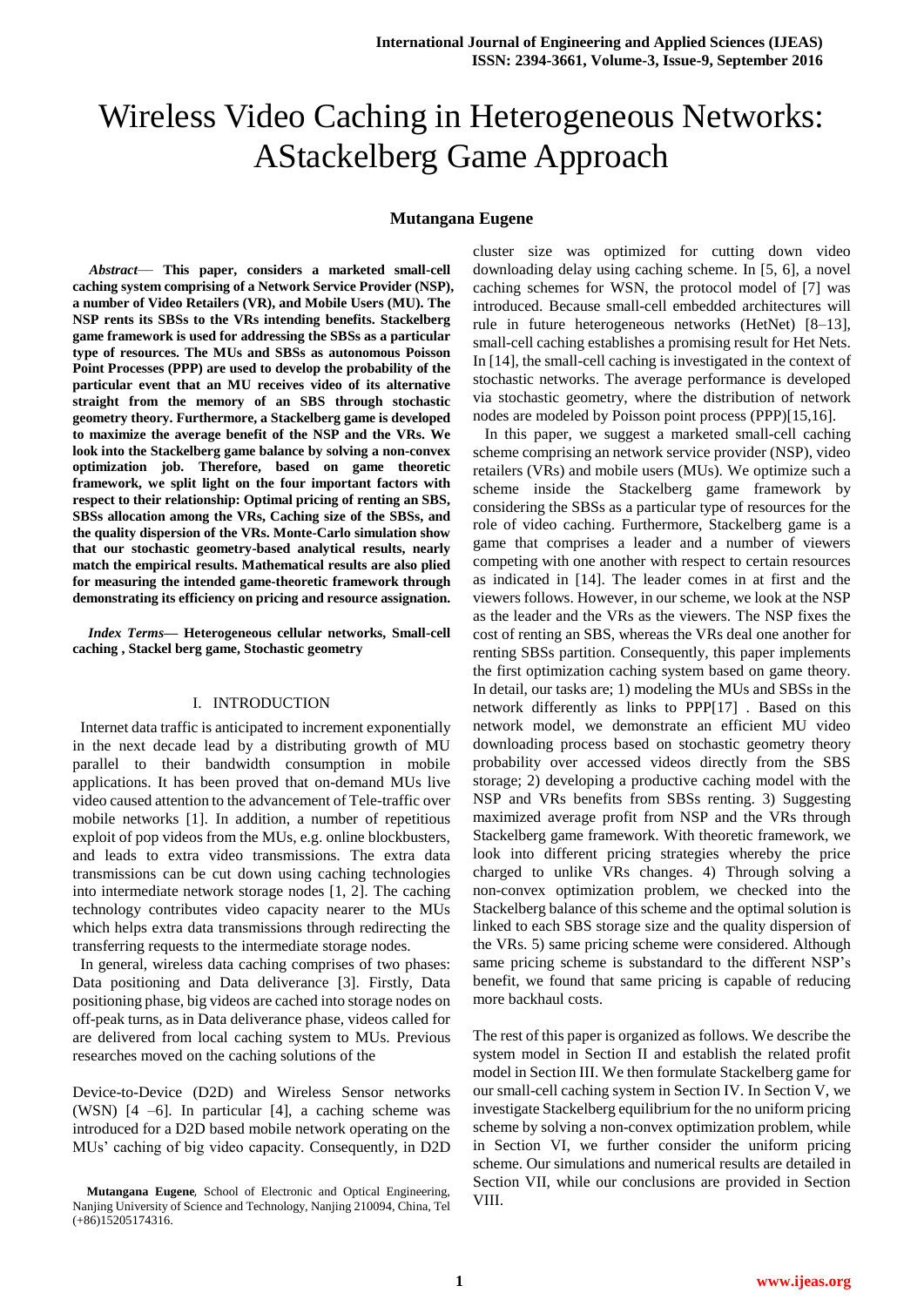# Wireless Video Caching in Heterogeneous Networks: AStackelberg Game Approach

**Mutangana Eugene**

***Abstract*— This paper, considers a marketed small-cell caching system comprising of a Network Service Provider (NSP), a number of Video Retailers (VR), and Mobile Users (MU). The NSP rents its SBSs to the VRs intending benefits. Stackelberg game framework is used for addressing the SBSs as a particular type of resources. The MUs and SBSs as autonomous Poisson Point Processes (PPP) are used to develop the probability of the particular event that an MU receives video of its alternative straight from the memory of an SBS through stochastic geometry theory. Furthermore, a Stackelberg game is developed to maximize the average benefit of the NSP and the VRs. We look into the Stackelberg game balance by solving a non-convex optimization job. Therefore, based on game theoretic framework, we split light on the four important factors with respect to their relationship: Optimal pricing of renting an SBS, SBSs allocation among the VRs, Caching size of the SBSs, and the quality dispersion of the VRs. Monte-Carlo simulation show that our stochastic geometry-based analytical results, nearly match the empirical results. Mathematical results are also plied for measuring the intended game-theoretic framework through demonstrating its efficiency on pricing and resource assignation.**

***Index Terms*— Heterogeneous cellular networks, Small-cell caching , Stackel berg game, Stochastic geometry**

## I. INTRODUCTION

Internet data traffic is anticipated to increment exponentially in the next decade lead by a distributing growth of MU parallel to their bandwidth consumption in mobile applications. It has been proved that on-demand MUs live video caused attention to the advancement of Tele-traffic over mobile networks [1]. In addition, a number of repetitious exploit of pop videos from the MUs, e.g. online blockbusters, and leads to extra video transmissions. The extra data transmissions can be cut down using caching technologies into intermediate network storage nodes [1, 2]. The caching technology contributes video capacity nearer to the MUs which helps extra data transmissions through redirecting the transferring requests to the intermediate storage nodes.

In general, wireless data caching comprises of two phases: Data positioning and Data deliverance [3]. Firstly, Data positioning phase, big videos are cached into storage nodes on off-peak turns, as in Data deliverance phase, videos called for are delivered from local caching system to MUs. Previous researches moved on the caching solutions of the

Device-to-Device (D2D) and Wireless Sensor networks (WSN) [4 –6]. In particular [4], a caching scheme was introduced for a D2D based mobile network operating on the MUs' caching of big video capacity. Consequently, in D2D cluster size was optimized for cutting down video downloading delay using caching scheme. In [5, 6], a novel caching schemes for WSN, the protocol model of [7] was introduced. Because small-cell embedded architectures will rule in future heterogeneous networks (HetNet) [8–13], small-cell caching establishes a promising result for Het Nets. In [14], the small-cell caching is investigated in the context of stochastic networks. The average performance is developed via stochastic geometry, where the distribution of network nodes are modeled by Poisson point process (PPP)[15,16].

In this paper, we suggest a marketed small-cell caching scheme comprising an network service provider (NSP), video retailers (VRs) and mobile users (MUs). We optimize such a scheme inside the Stackelberg game framework by considering the SBSs as a particular type of resources for the role of video caching. Furthermore, Stackelberg game is a game that comprises a leader and a number of viewers competing with one another with respect to certain resources as indicated in [14]. The leader comes in at first and the viewers follows. However, in our scheme, we look at the NSP as the leader and the VRs as the viewers. The NSP fixes the cost of renting an SBS, whereas the VRs deal one another for renting SBSs partition. Consequently, this paper implements the first optimization caching system based on game theory. In detail, our tasks are; 1) modeling the MUs and SBSs in the network differently as links to PPP[17] . Based on this network model, we demonstrate an efficient MU video downloading process based on stochastic geometry theory probability over accessed videos directly from the SBS storage; 2) developing a productive caching model with the NSP and VRs benefits from SBSs renting. 3) Suggesting maximized average profit from NSP and the VRs through Stackelberg game framework. With theoretic framework, we look into different pricing strategies whereby the price charged to unlike VRs changes. 4) Through solving a non-convex optimization problem, we checked into the Stackelberg balance of this scheme and the optimal solution is linked to each SBS storage size and the quality dispersion of the VRs. 5) same pricing scheme were considered. Although same pricing scheme is substandard to the different NSP's benefit, we found that same pricing is capable of reducing more backhaul costs.

The rest of this paper is organized as follows. We describe the system model in Section II and establish the related profit model in Section III. We then formulate Stackelberg game for our small-cell caching system in Section IV. In Section V, we investigate Stackelberg equilibrium for the no uniform pricing scheme by solving a non-convex optimization problem, while in Section VI, we further consider the uniform pricing scheme. Our simulations and numerical results are detailed in Section VII, while our conclusions are provided in Section VIII.

**Mutangana Eugene**, School of Electronic and Optical Engineering, Nanjing University of Science and Technology, Nanjing 210094, China, Tel (+86)15205174316.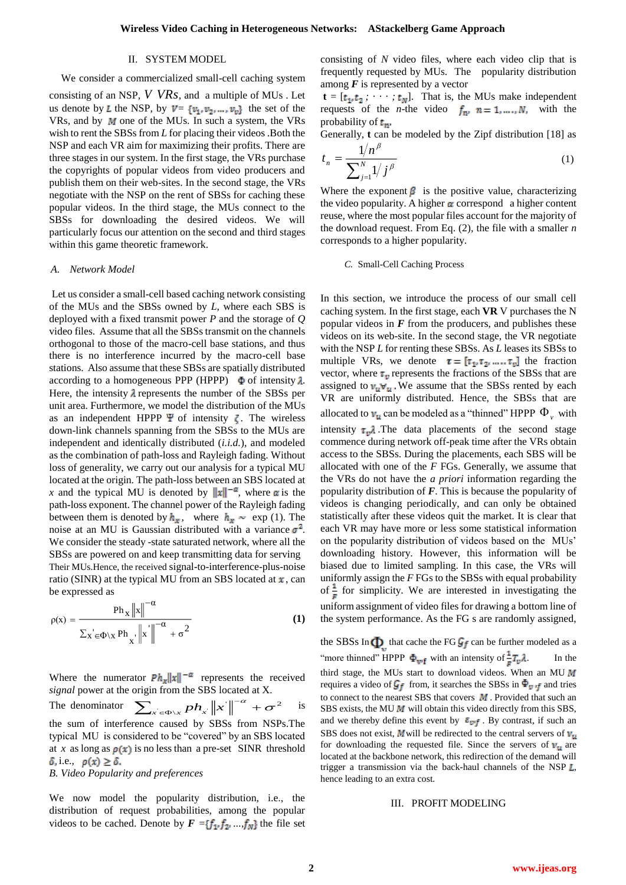## II. SYSTEM MODEL

We consider a commercialized small-cell caching system consisting of an NSP, *V VRs*, and a multiple of MUs . Let us denote by $L$ the NSP, by $V = \{v_1, v_2, \ldots, v_v\}$ the set of the VRs, and by $M$ one of the MUs. In such a system, the VRs wish to rent the SBSs from *L* for placing their videos .Both the NSP and each VR aim for maximizing their profits. There are three stages in our system. In the first stage, the VRs purchase the copyrights of popular videos from video producers and publish them on their web-sites. In the second stage, the VRs negotiate with the NSP on the rent of SBSs for caching these popular videos. In the third stage, the MUs connect to the SBSs for downloading the desired videos. We will particularly focus our attention on the second and third stages within this game theoretic framework.

### A. Network Model

Let us consider a small-cell based caching network consisting of the MUs and the SBSs owned by *L*, where each SBS is deployed with a fixed transmit power *P* and the storage of *Q* video files. Assume that all the SBSs transmit on the channels orthogonal to those of the macro-cell base stations, and thus there is no interference incurred by the macro-cell base stations. Also assume that these SBSs are spatially distributed according to a homogeneous PPP (HPPP) $\Phi$ of intensity $\lambda$. Here, the intensity $\lambda$ represents the number of the SBSs per unit area. Furthermore, we model the distribution of the MUs as an independent HPPP $\Psi$ of intensity $\zeta$. The wireless down-link channels spanning from the SBSs to the MUs are independent and identically distributed (*i.i.d.*), and modeled as the combination of path-loss and Rayleigh fading. Without loss of generality, we carry out our analysis for a typical MU located at the origin. The path-loss between an SBS located at *x* and the typical MU is denoted by $\|x\|^{-\alpha}$, where $\alpha$ is the path-loss exponent. The channel power of the Rayleigh fading between them is denoted by $h_x$, where $h_x \sim$ exp (1). The noise at an MU is Gaussian distributed with a variance $\sigma^2$. We consider the steady -state saturated network, where all the SBSs are powered on and keep transmitting data for serving Their MUs.Hence, the received signal-to-interference-plus-noise ratio (SINR) at the typical MU from an SBS located at $x$, can be expressed as

$$\rho(x) = \frac{Ph_x \|x\|^{-\alpha}}{\sum_{x' \in \Phi \setminus x} Ph_{x'} \|x'\|^{-\alpha} + \sigma^2} \quad \textbf{(1)}$$

Where the numerator $Ph_x\|x\|^{-\alpha}$ represents the received *signal* power at the origin from the SBS located at X.

The denominator $\sum_{x' \in \Phi \setminus x} ph_{x'} \|x'\|^{-\alpha} + \sigma^2$ is the sum of interference caused by SBSs from NSPs.The typical MU is considered to be "covered" by an SBS located at *x* as long as $\rho(x)$ is no less than a pre-set SINR threshold $\delta$, i.e., $\rho(x) \geq \delta$.

### B. Video Popularity and preferences

We now model the popularity distribution, i.e., the distribution of request probabilities, among the popular videos to be cached. Denote by $F = \{f_1, f_2, \ldots, f_N\}$ the file set consisting of *N* video files, where each video clip that is frequently requested by MUs. The popularity distribution among ***F*** is represented by a vector

**t** = $[t_1, t_2 ; \cdots ; t_N]$. That is, the MUs make independent requests of the *n*-the video $f_n$, $n = 1, \ldots, N$, with the probability of $t_n$.

Generally, **t** can be modeled by the Zipf distribution [18] as

$$t_n = \frac{1/n^{\beta}}{\sum_{j=1}^{N} 1/j^{\beta}} \quad (1)$$

Where the exponent $\beta$ is the positive value, characterizing the video popularity. A higher $\alpha$ correspond a higher content reuse, where the most popular files account for the majority of the download request. From Eq. (2), the file with a smaller *n* corresponds to a higher popularity.

### C. Small-Cell Caching Process

In this section, we introduce the process of our small cell caching system. In the first stage, each **VR** V purchases the N popular videos in ***F*** from the producers, and publishes these videos on its web-site. In the second stage, the VR negotiate with the NSP *L* for renting these SBSs. As *L* leases its SBSs to multiple VRs, we denote $\tau = [\tau_1, \tau_2, \ldots, \tau_v]$ the fraction vector, where $\tau_v$ represents the fractions of the SBSs that are assigned to $v_u \forall_u$ . We assume that the SBSs rented by each VR are uniformly distributed. Hence, the SBSs that are allocated to $v_u$ can be modeled as a "thinned" HPPP $\Phi_v$ with intensity $\tau_v \lambda$ .The data placements of the second stage commence during network off-peak time after the VRs obtain access to the SBSs. During the placements, each SBS will be allocated with one of the *F* FGs. Generally, we assume that the VRs do not have the *a priori* information regarding the popularity distribution of ***F***. This is because the popularity of videos is changing periodically, and can only be obtained statistically after these videos quit the market. It is clear that each VR may have more or less some statistical information on the popularity distribution of videos based on the MUs' downloading history. However, this information will be biased due to limited sampling. In this case, the VRs will uniformly assign the *F* FGs to the SBSs with equal probability of $\frac{1}{F}$ for simplicity. We are interested in investigating the uniform assignment of video files for drawing a bottom line of the system performance. As the FG s are randomly assigned, the SBSs In $\Phi_v$ that cache the FG $\mathcal{G}_f$ can be further modeled as a "more thinned" HPPP $\Phi_{v,f}$ with an intensity of $\frac{1}{F}\tau_v\lambda$. In the third stage, the MUs start to download videos. When an MU $M$ requires a video of $\mathcal{G}_f$ from, it searches the SBSs in $\Phi_{v,f}$ and tries to connect to the nearest SBS that covers $M$. Provided that such an SBS exists, the MU $M$ will obtain this video directly from this SBS, and we thereby define this event by $\varepsilon_{v,f}$. By contrast, if such an SBS does not exist, $M$ will be redirected to the central servers of $v_u$ for downloading the requested file. Since the servers of $v_u$ are located at the backbone network, this redirection of the demand will trigger a transmission via the back-haul channels of the NSP $L$, hence leading to an extra cost.

## III. PROFIT MODELING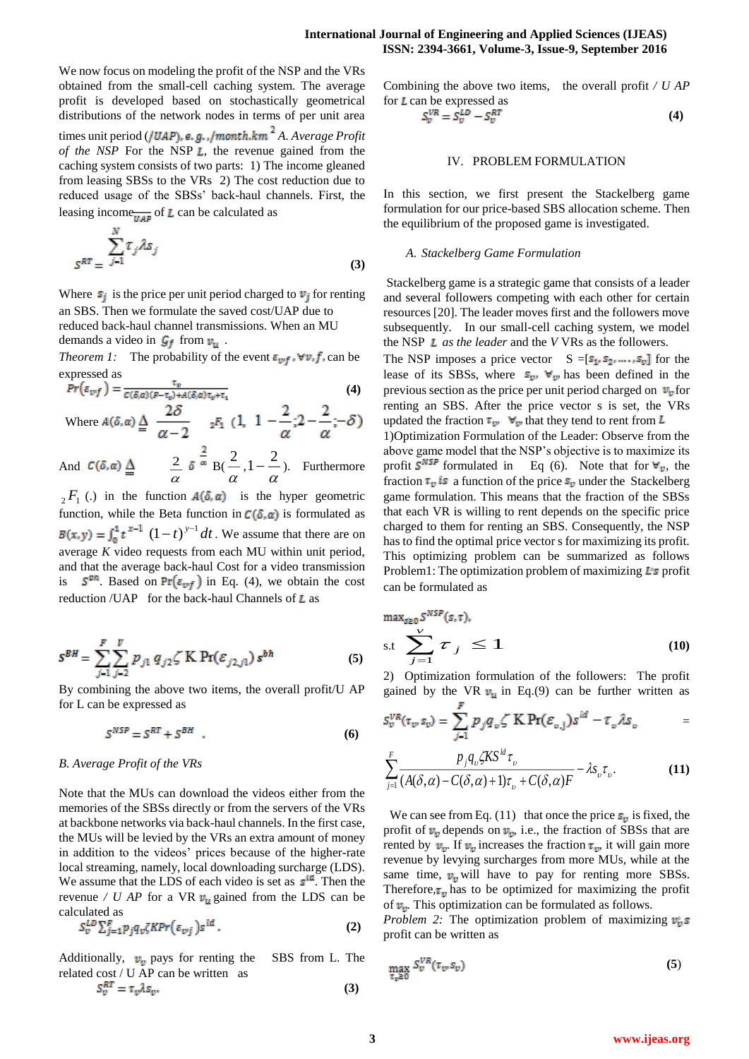We now focus on modeling the profit of the NSP and the VRs obtained from the small-cell caching system. The average profit is developed based on stochastically geometrical distributions of the network nodes in terms of per unit area times unit period ($/UAP$), e.g., $/month.km^2$ *A. Average Profit of the NSP* For the NSP $L$, the revenue gained from the caching system consists of two parts: 1) The income gleaned from leasing SBSs to the VRs 2) The cost reduction due to reduced usage of the SBSs' back-haul channels. First, the leasing income$\frac{}{UAP}$ of $L$ can be calculated as

$$S^{RT} = \sum_{j=1}^{N} \tau_j \lambda s_j \tag{3}$$

Where $s_j$ is the price per unit period charged to $v_j$ for renting an SBS. Then we formulate the saved cost/UAP due to reduced back-haul channel transmissions. When an MU demands a video in $\mathcal{G}_f$ from $v_u$.

*Theorem 1:* The probability of the event $\varepsilon_{vf}, \forall v, f$, can be expressed as

$$Pr(\varepsilon_{vf}) = \frac{\tau_v}{C(\delta,\alpha)(F-\tau_v)+A(\delta,\alpha)\tau_v+\tau_v} \tag{4}$$

Where $A(\delta,\alpha) \triangleq \frac{2\delta}{\alpha-2} \; {}_2F_1\left(1, 1-\frac{2}{\alpha}; 2-\frac{2}{\alpha}; -\delta\right)$

And $C(\delta,\alpha) \triangleq \frac{2}{\alpha}\delta^{\frac{2}{\alpha}} B\left(\frac{2}{\alpha}, 1-\frac{2}{\alpha}\right)$. Furthermore ${}_2F_1(.)$ in the function $A(\delta,\alpha)$ is the hyper geometric function, while the Beta function in $C(\delta,\alpha)$ is formulated as $B(x,y) = \int_0^1 t^{x-1}(1-t)^{y-1}dt$. We assume that there are on average $K$ video requests from each MU within unit period, and that the average back-haul Cost for a video transmission is $s^{bh}$. Based on $\Pr(\varepsilon_{vf})$ in Eq. (4), we obtain the cost reduction /UAP for the back-haul Channels of $L$ as

$$S^{BH} = \sum_{j=1}^{F}\sum_{j=2}^{V} p_{j1} q_{j2} \zeta \, K \Pr(\varepsilon_{j2,j1}) s^{bh} \tag{5}$$

By combining the above two items, the overall profit/U AP for L can be expressed as

$$S^{NSP} = S^{RT} + S^{BH} \tag{6}$$

*B. Average Profit of the VRs*

Note that the MUs can download the videos either from the memories of the SBSs directly or from the servers of the VRs at backbone networks via back-haul channels. In the first case, the MUs will be levied by the VRs an extra amount of money in addition to the videos' prices because of the higher-rate local streaming, namely, local downloading surcharge (LDS). We assume that the LDS of each video is set as $s^{ld}$. Then the revenue / U AP for a VR $v_u$ gained from the LDS can be calculated as

$$S_v^{LD} \sum_{j=1}^{F} p_j q_v \zeta K Pr(\varepsilon_{vj}) s^{ld}. \tag{2}$$

Additionally, $v_v$ pays for renting the SBS from L. The related cost / U AP can be written as

$$S_v^{RT} = \tau_v \lambda s_v. \tag{3}$$

Combining the above two items, the overall profit / U AP for $L$ can be expressed as

$$S_v^{VR} = S_v^{LD} - S_v^{RT} \tag{4}$$

## IV. PROBLEM FORMULATION

In this section, we first present the Stackelberg game formulation for our price-based SBS allocation scheme. Then the equilibrium of the proposed game is investigated.

*A. Stackelberg Game Formulation*

Stackelberg game is a strategic game that consists of a leader and several followers competing with each other for certain resources [20]. The leader moves first and the followers move subsequently. In our small-cell caching system, we model the NSP $L$ *as the leader* and the $V$ VRs as the followers.

The NSP imposes a price vector $S = [s_1, s_2, \ldots, s_v]$ for the lease of its SBSs, where $s_v$, $\forall v$, has been defined in the previous section as the price per unit period charged on $v_v$ for renting an SBS. After the price vector s is set, the VRs updated the fraction $\tau_v$ $\forall_v$ that they tend to rent from $L$

1)Optimization Formulation of the Leader: Observe from the above game model that the NSP's objective is to maximize its profit $S^{NSP}$ formulated in Eq (6). Note that for $\forall_v$, the fraction $\tau_v$ is a function of the price $s_v$ under the Stackelberg game formulation. This means that the fraction of the SBSs that each VR is willing to rent depends on the specific price charged to them for renting an SBS. Consequently, the NSP has to find the optimal price vector s for maximizing its profit. This optimizing problem can be summarized as follows Problem1: The optimization problem of maximizing $L$'s profit can be formulated as

$$\max_{s \geq 0} S^{NSP}(s,\tau),$$
$$\text{s.t} \sum_{j=1}^{V} \tau_j \leq 1 \tag{10}$$

2) Optimization formulation of the followers: The profit gained by the VR $v_u$ in Eq.(9) can be further written as

$$S_v^{VR}(\tau_v, s_v) = \sum_{j=1}^{F} p_j q_v \zeta \, K \Pr(\varepsilon_{v,j}) s^{ld} - \tau_v \lambda s_v =$$

$$\sum_{j=1}^{F} \frac{p_j q_v \zeta K S^{ld} \tau_v}{(A(\delta,\alpha) - C(\delta,\alpha)+1)\tau_v + C(\delta,\alpha)F} - \lambda s_v \tau_v. \tag{11}$$

We can see from Eq. (11) that once the price $s_v$ is fixed, the profit of $v_v$ depends on $v_v$, i.e., the fraction of SBSs that are rented by $v_v$. If $v_v$ increases the fraction $\tau_v$, it will gain more revenue by levying surcharges from more MUs, while at the same time, $v_v$ will have to pay for renting more SBSs. Therefore, $\tau_v$ has to be optimized for maximizing the profit of $v_v$. This optimization can be formulated as follows.

*Problem 2:* The optimization problem of maximizing $v_v$'s profit can be written as

$$\max_{\tau_v \geq 0} S_v^{VR}(\tau_v, s_v) \tag{5}$$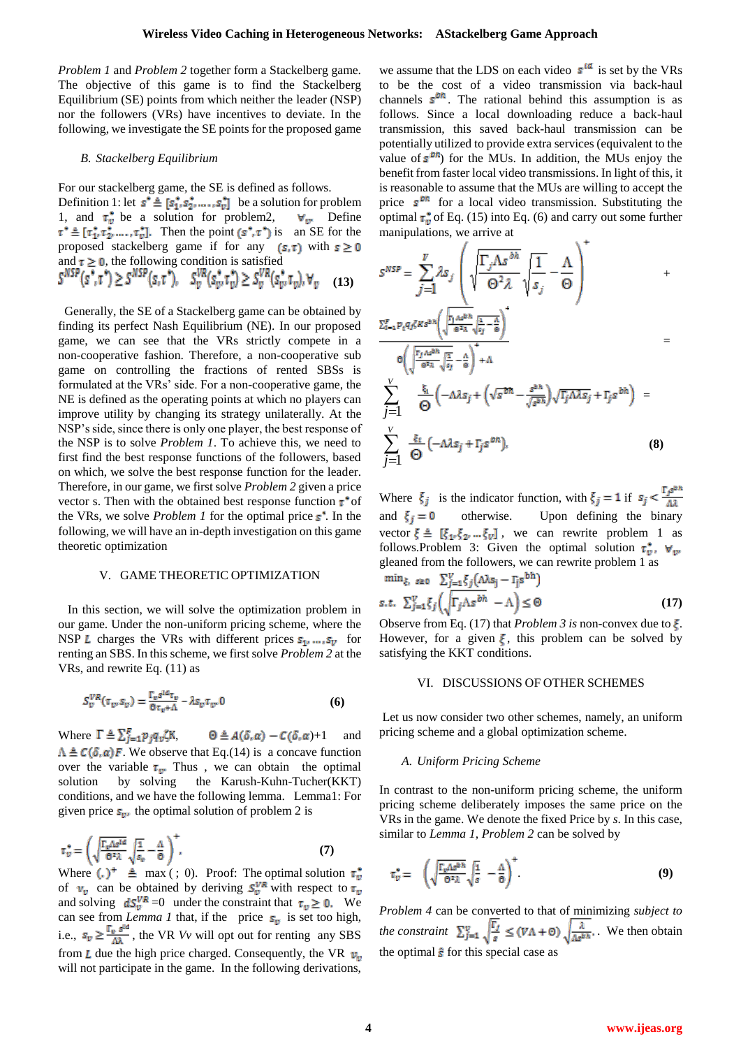*Problem 1* and *Problem 2* together form a Stackelberg game. The objective of this game is to find the Stackelberg Equilibrium (SE) points from which neither the leader (NSP) nor the followers (VRs) have incentives to deviate. In the following, we investigate the SE points for the proposed game

### *B. Stackelberg Equilibrium*

For our stackelberg game, the SE is defined as follows.
Definition 1: let $s^* \triangleq [s_1^*, s_2^*, \ldots, s_V^*]$ be a solution for problem 1, and $\tau_v^*$ be a solution for problem2, $\forall_v$. Define $\tau^* \triangleq [\tau_1^*, \tau_2^*, \ldots, \tau_V^*]$. Then the point $(s^*, \tau^*)$ is an SE for the proposed stackelberg game if for any $(s, \tau)$ with $s \geq 0$ and $\tau \geq 0$, the following condition is satisfied

$$S^{NSP}(s^*, \tau^*) \geq S^{NSP}(s, \tau^*), \quad S_v^{VR}(s_v^*, \tau_v^*) \geq S_v^{VR}(s_v^*, \tau_v), \forall_v \quad \textbf{(13)}$$

Generally, the SE of a Stackelberg game can be obtained by finding its perfect Nash Equilibrium (NE). In our proposed game, we can see that the VRs strictly compete in a non-cooperative fashion. Therefore, a non-cooperative sub game on controlling the fractions of rented SBSs is formulated at the VRs' side. For a non-cooperative game, the NE is defined as the operating points at which no players can improve utility by changing its strategy unilaterally. At the NSP's side, since there is only one player, the best response of the NSP is to solve *Problem 1*. To achieve this, we need to first find the best response functions of the followers, based on which, we solve the best response function for the leader. Therefore, in our game, we first solve *Problem 2* given a price vector s. Then with the obtained best response function $\tau^*$ of the VRs, we solve *Problem 1* for the optimal price $s^*$. In the following, we will have an in-depth investigation on this game theoretic optimization

## V. GAME THEORETIC OPTIMIZATION

In this section, we will solve the optimization problem in our game. Under the non-uniform pricing scheme, where the NSP $L$ charges the VRs with different prices $s_v, \ldots, s_V$ for renting an SBS. In this scheme, we first solve *Problem 2* at the VRs, and rewrite Eq. (11) as

$$S_v^{VR}(\tau_v, s_v) = \frac{\Gamma_v s^{ld} \tau_v}{\Theta \tau_v + \Lambda} - \lambda s_v \tau_v, 0 \quad \textbf{(6)}$$

Where $\Gamma \triangleq \sum_{f=1}^{F} p_f q_v \zeta K$, $\quad \Theta \triangleq A(\delta, \alpha) - C(\delta, \alpha) + 1$ and $\Lambda \triangleq C(\delta, \alpha) F$. We observe that Eq.(14) is a concave function over the variable $\tau_v$. Thus, we can obtain the optimal solution by solving the Karush-Kuhn-Tucher(KKT) conditions, and we have the following lemma. Lemma1: For given price $s_v$, the optimal solution of problem 2 is

$$\tau_v^* = \left( \sqrt{\frac{\Gamma_v \Lambda s^{ld}}{\Theta^2 \lambda}} \sqrt{\frac{1}{s_v}} - \frac{\Lambda}{\Theta} \right)^+. \quad \textbf{(7)}$$

Where $(.)^+ \triangleq \max(\,;\,0)$. Proof: The optimal solution $\tau_v^*$ of $v_v$ can be obtained by deriving $S_v^{VR}$ with respect to $\tau_v$ and solving $dS_v^{VR} = 0$ under the constraint that $\tau_v \geq 0$. We can see from *Lemma 1* that, if the price $s_v$ is set too high, i.e., $s_v \geq \frac{\Gamma_v s^{ld}}{\Lambda\lambda}$, the VR *Vv* will opt out for renting any SBS from $L$ due the high price charged. Consequently, the VR $v_v$ will not participate in the game. In the following derivations, we assume that the LDS on each video $s^{ld}$ is set by the VRs to be the cost of a video transmission via back-haul channels $s^{bh}$. The rational behind this assumption is as follows. Since a local downloading reduce a back-haul transmission, this saved back-haul transmission can be potentially utilized to provide extra services (equivalent to the value of $s^{bh}$) for the MUs. In addition, the MUs enjoy the benefit from faster local video transmissions. In light of this, it is reasonable to assume that the MUs are willing to accept the price $s^{bh}$ for a local video transmission. Substituting the optimal $\tau_v^*$ of Eq. (15) into Eq. (6) and carry out some further manipulations, we arrive at

$$S^{NSP} = \sum_{j=1}^{V} \lambda s_j \left( \sqrt{\frac{\Gamma_j \Lambda s^{bh}}{\Theta^2 \lambda}} \sqrt{\frac{1}{s_j}} - \frac{\Lambda}{\Theta} \right)^+ +$$

$$\frac{\sum_{f=1}^{F} p_f q_j \zeta K s^{bh} \left( \sqrt{\frac{\Gamma_j \Lambda s^{bh}}{\Theta^2 \lambda}} \sqrt{\frac{1}{s_j}} - \frac{\Lambda}{\Theta} \right)^+}{\Theta \left( \sqrt{\frac{\Gamma_j \Lambda s^{bh}}{\Theta^2 \lambda}} \sqrt{\frac{1}{s_j}} - \frac{\Lambda}{\Theta} \right)^+ + \Lambda} =$$

$$\sum_{j=1}^{V} \frac{\xi_j}{\Theta} \left( -\Lambda\lambda s_j + \left( \sqrt{s^{bh}} - \frac{s^{bh}}{\sqrt{s^{bh}}} \right) \sqrt{\Gamma_j \Lambda\lambda s_j} + \Gamma_j s^{bh} \right) =$$

$$\sum_{j=1}^{V} \frac{\xi_1}{\Theta} \left( -\Lambda\lambda s_j + \Gamma_j s^{bh} \right), \quad \textbf{(8)}$$

Where $\xi_j$ is the indicator function, with $\xi_j = 1$ if $s_j < \frac{\Gamma_j s^{bh}}{\Lambda\lambda}$ and $\xi_j = 0$ otherwise. Upon defining the binary vector $\xi \triangleq [\xi_1, \xi_2, \ldots \xi_V]$, we can rewrite problem 1 as follows.Problem 3: Given the optimal solution $\tau_v^*$, $\forall_v$, gleaned from the followers, we can rewrite problem 1 as

$$\min_{\xi,\; s \geq 0} \; \sum_{j=1}^{V} \xi_j \left( \Lambda s_j - \Gamma_j s^{bh} \right)$$

$$s.t. \; \sum_{j=1}^{V} \xi_j \left( \sqrt{\Gamma_j \Lambda s^{bh}} - \Lambda \right) \leq \Theta \quad \textbf{(17)}$$

Observe from Eq. (17) that *Problem 3 is* non-convex due to $\xi$. However, for a given $\xi$, this problem can be solved by satisfying the KKT conditions.

## VI. DISCUSSIONS OF OTHER SCHEMES

Let us now consider two other schemes, namely, an uniform pricing scheme and a global optimization scheme.

### *A. Uniform Pricing Scheme*

In contrast to the non-uniform pricing scheme, the uniform pricing scheme deliberately imposes the same price on the VRs in the game. We denote the fixed Price by *s*. In this case, similar to *Lemma 1*, *Problem 2* can be solved by

$$\tau_v^* = \left( \sqrt{\frac{\Gamma_v \Lambda s^{bh}}{\Theta^2 \lambda}} \sqrt{\frac{1}{s}} - \frac{\Lambda}{\Theta} \right)^+. \quad \textbf{(9)}$$

*Problem 4* can be converted to that of minimizing *subject to the constraint* $\sum_{j=1}^{V} \sqrt{\frac{\Gamma_j}{s}} \leq (V\Lambda + \Theta) \sqrt{\frac{\lambda}{\Lambda s^{bh}}}$. We then obtain the optimal $\hat{s}$ for this special case as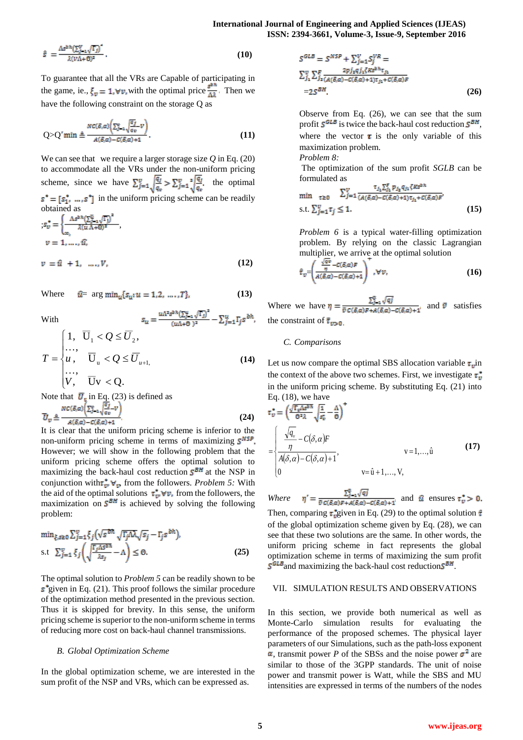$$\hat{s} = \frac{\Lambda s^{bh}\left(\sum_{j=1}^{V}\sqrt{\Gamma_j}\right)^2}{\lambda(V\Lambda+\Theta)^2}. \quad (10)$$

To guarantee that all the VRs are Capable of participating in the game, ie., $\xi_v = 1, \forall v$, with the optimal price $\frac{s^{bh}}{\Lambda\lambda}$. Then we have the following constraint on the storage Q as

$$Q > Q'\min \triangleq \frac{NC(\delta,\alpha)\left(\sum_{j=1}^{V}\sqrt{\frac{q_j}{q_v}} - V\right)}{A(\delta,\alpha)-C(\delta,\alpha)+1}. \quad (11)$$

We can see that we require a larger storage size $Q$ in Eq. (20) to accommodate all the VRs under the non-uniform pricing scheme, since we have $\sum_{j=1}^{V}\sqrt{\frac{q_j}{q_v}} > \sum_{j=1}^{V}\sqrt{\frac{q_j}{q_v}}$ the optimal $s^* = [s_1^*, \ldots, s^*]$ in the uniform pricing scheme can be readily obtained as

$$;s_v^* = \begin{cases} \frac{\Lambda s^{bh}\left(\sum_{j=1}^{u}\sqrt{\Gamma_j}\right)^2}{\lambda(u\Lambda+\Theta)^2}, & v = 1, \ldots, \hat{u}, \\ \infty, & v = \hat{u}+1, \ldots, V, \end{cases} \quad (12)$$

$$\text{Where} \quad \hat{u} = \arg\min_u\{s_u : u = 1, 2, \ldots, T\}, \quad (13)$$

With

$$s_u = \frac{u\Lambda^2 s^{bh}\left(\sum_{j=1}^{u}\sqrt{\Gamma_j}\right)^2}{(u\Lambda+\Theta)^2} - \sum_{j=1}^{u}\Gamma_j s^{bh},$$

$$T = \begin{cases} 1, & \bar{U}_1 < Q \le \bar{U}_2, \\ \ldots, & \\ u, & \bar{U}_u < Q \le \bar{U}_{u+1}, \\ \ldots, & \\ V, & \bar{U}_V < Q. \end{cases} \quad (14)$$

Note that $\bar{U}_v$ in Eq. (23) is defined as

$$\bar{U}_v \triangleq \frac{NC(\delta,\alpha)\left(\sum_{j=1}^{v}\sqrt{\frac{q_j}{q_v}} - v\right)}{A(\delta,\alpha)-C(\delta,\alpha)+1}. \quad (24)$$

It is clear that the uniform pricing scheme is inferior to the non-uniform pricing scheme in terms of maximizing $S^{NSP}$. However; we will show in the following problem that the uniform pricing scheme offers the optimal solution to maximizing the back-haul cost reduction $S^{BH}$ at the NSP in conjunction with $\tau_v^*, \forall_v$ from the followers. *Problem 5:* With the aid of the optimal solutions $\tau_v^*, \forall v$, from the followers, the maximization on $S^{BH}$ is achieved by solving the following problem:

$$\min_{\xi,s\ge 0}\sum_{j=1}^{V}\xi_j\left(\sqrt{s^{bh}}\sqrt{\Gamma_j\Lambda\lambda}\sqrt{s_j} - \Gamma_j s^{bh}\right),$$
$$\text{s.t} \ \sum_{j=1}^{V}\xi_j\left(\sqrt{\frac{\Gamma_j\Lambda s^{bh}}{\lambda s_j}} - \Lambda\right) \le \Theta. \quad (25)$$

The optimal solution to *Problem 5* can be readily shown to be $s^*$given in Eq. (21). This proof follows the similar procedure of the optimization method presented in the previous section. Thus it is skipped for brevity. In this sense, the uniform pricing scheme is superior to the non-uniform scheme in terms of reducing more cost on back-haul channel transmissions.

### B. Global Optimization Scheme

In the global optimization scheme, we are interested in the sum profit of the NSP and VRs, which can be expressed as.

$$S^{GLB} = S^{NSP} + \sum_{j=1}^{V}S_j^{VR} = \sum_{j_1}^{V}\sum_{j_2}^{F}\frac{2p_{j_2}q_{j_1}\zeta K s^{bh}\tau_{j_1}}{(A(\delta,\alpha)-C(\delta,\alpha)+1)\tau_{j_1}+C(\delta,\alpha)F} = 2S^{BH}. \quad (26)$$

Observe from Eq. (26), we can see that the sum profit $S^{GLB}$ is twice the back-haul cost reduction $S^{BH}$, where the vector $\tau$ is the only variable of this maximization problem.

*Problem 8:*

The optimization of the sum profit *SGLB* can be formulated as

$$\min_{\tau\ge 0} \ \sum_{j=1}^{V}\frac{\tau_{j_1}\sum_{j_2}^{F}p_{j_2}q_{j_1}\zeta K s^{bh}}{(A(\delta,\alpha)-C(\delta,\alpha)+1)\tau_{j_1}+C(\delta,\alpha)F}$$
$$\text{s.t.} \ \sum_{j=1}^{V}\tau_j \le 1. \quad (15)$$

*Problem 6* is a typical water-filling optimization problem. By relying on the classic Lagrangian multiplier, we arrive at the optimal solution

$$\hat{\tau}_v = \left(\frac{\frac{\sqrt{q_v}}{\eta} - C(\delta,\alpha)F}{A(\delta,\alpha)-C(\delta,\alpha)+1}\right)^+, \forall v, \quad (16)$$

Where we have $\eta = \frac{\sum_{j=1}^{\hat{v}}\sqrt{q_j}}{\hat{v}C(\delta,\alpha)F + A(\delta,\alpha)-C(\delta,\alpha)+1}$ and $\hat{v}$ satisfies the constraint of $\hat{\tau}_{v>0}$.

### C. Comparisons

Let us now compare the optimal SBS allocation variable $\tau_v$ in the context of the above two schemes. First, we investigate $\tau_v^*$ in the uniform pricing scheme. By substituting Eq. (21) into Eq. (18), we have

$$\tau_v^* = \left(\frac{\sqrt{\Gamma_v\Lambda s^{bh}}}{\theta^2\lambda}\sqrt{\frac{1}{s_v^*}} - \frac{\Lambda}{\theta}\right)^+$$
$$= \begin{cases} \frac{\frac{\sqrt{q_v}}{\eta} - C(\delta,\alpha)F}{A(\delta,\alpha)-C(\delta,\alpha)+1}, & v = 1, \ldots, \hat{u} \\ 0 & v = \hat{u}+1, \ldots, V, \end{cases} \quad (17)$$

*Where* $\eta' = \frac{\sum_{j=1}^{\hat{u}}\sqrt{q_j}}{\hat{v}C(\delta,\alpha)F + A(\delta,\alpha)-C(\delta,\alpha)+1}$ and $\hat{u}$ ensures $\tau_v^* > 0$.

Then, comparing $\tau_v^*$given in Eq. (29) to the optimal solution $\hat{\tau}$ of the global optimization scheme given by Eq. (28), we can see that these two solutions are the same. In other words, the uniform pricing scheme in fact represents the global optimization scheme in terms of maximizing the sum profit $S^{GLB}$and maximizing the back-haul cost reduction$S^{BH}$.

## VII. SIMULATION RESULTS AND OBSERVATIONS

In this section, we provide both numerical as well as Monte-Carlo simulation results for evaluating the performance of the proposed schemes. The physical layer parameters of our Simulations, such as the path-loss exponent $\alpha$, transmit power $P$ of the SBSs and the noise power $\sigma^2$ are similar to those of the 3GPP standards. The unit of noise power and transmit power is Watt, while the SBS and MU intensities are expressed in terms of the numbers of the nodes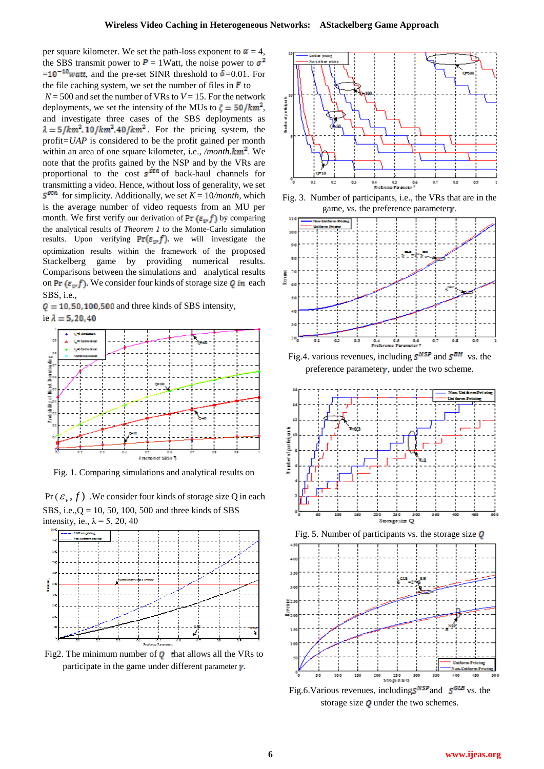per square kilometer. We set the path-loss exponent to $\alpha = 4$, the SBS transmit power to $P = 1$Watt, the noise power to $\sigma^2 = 10^{-10}$watt, and the pre-set SINR threshold to $\delta$=0.01. For the file caching system, we set the number of files in $F$ to $N = 500$ and set the number of VRs to $V = 15$. For the network deployments, we set the intensity of the MUs to $\zeta = 50/km^2$, and investigate three cases of the SBS deployments as $\lambda = 5/km^2, 10/km^2, 40/km^2$. For the pricing system, the profit=$UAP$ is considered to be the profit gained per month within an area of one square kilometer, i.e., /month.$km^2$. We note that the profits gained by the NSP and by the VRs are proportional to the cost $s^{btk}$ of back-haul channels for transmitting a video. Hence, without loss of generality, we set $s^{btk}$ for simplicity. Additionally, we set $K = 10$/month, which is the average number of video requests from an MU per month. We first verify our derivation of $\Pr(\varepsilon_v, f)$ by comparing the analytical results of *Theorem 1* to the Monte-Carlo simulation results. Upon verifying $\Pr(\varepsilon_v, f)$, we will investigate the optimization results within the framework of the proposed Stackelberg game by providing numerical results. Comparisons between the simulations and analytical results on $\Pr(\varepsilon_v, f)$. We consider four kinds of storage size $Q$ in each SBS, i.e., $Q = 10, 50, 100, 500$ and three kinds of SBS intensity, ie $\lambda = 5, 20, 40$

Fig. 1. Comparing simulations and analytical results on

$\Pr(\varepsilon_v, f)$ .We consider four kinds of storage size Q in each SBS, i.e.,Q = 10, 50, 100, 500 and three kinds of SBS intensity, ie., λ = 5, 20, 40

Fig2. The minimum number of $Q$ that allows all the VRs to participate in the game under different parameter $\gamma$.

Fig. 3. Number of participants, i.e., the VRs that are in the game, vs. the preference parameter $\gamma$.

Fig.4. various revenues, including $s^{NSP}$ and $s^{BH}$ vs. the preference parameter $\gamma$, under the two scheme.

Fig. 5. Number of participants vs. the storage size $Q$

Fig.6.Various revenues, including $s^{NSP}$ and $s^{GLB}$ vs. the storage size $Q$ under the two schemes.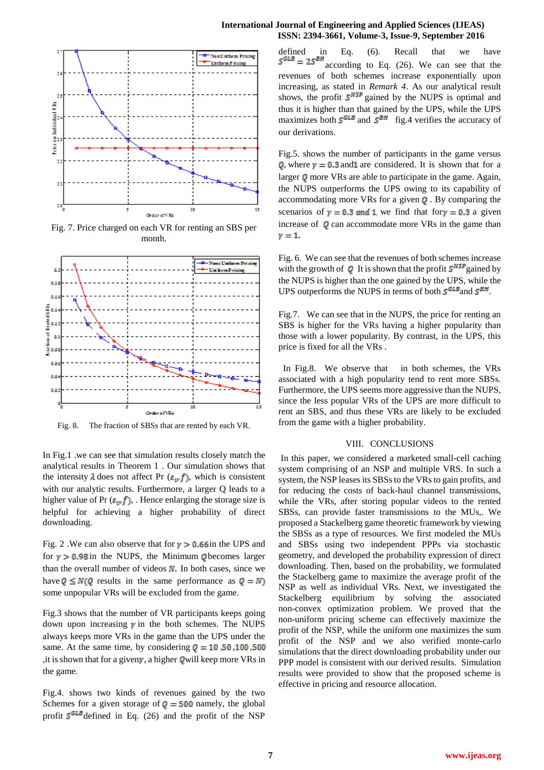Fig. 7. Price charged on each VR for renting an SBS per month.

Fig. 8. The fraction of SBSs that are rented by each VR.

In Fig.1 .we can see that simulation results closely match the analytical results in Theorem 1 . Our simulation shows that the intensity $\lambda$ does not affect Pr $(\varepsilon_v, f)$, which is consistent with our analytic results. Furthermore, a larger Q leads to a higher value of Pr $(\varepsilon_v, f)$, . Hence enlarging the storage size is helpful for achieving a higher probability of direct downloading.

Fig. 2 .We can also observe that for $\gamma > 0.66$ in the UPS and for $\gamma > 0.98$ in the NUPS, the Minimum $Q$ becomes larger than the overall number of videos $N$. In both cases, since we have $Q \leq N(Q$ results in the same performance as $Q = N)$ some unpopular VRs will be excluded from the game.

Fig.3 shows that the number of VR participants keeps going down upon increasing $\gamma$ in the both schemes. The NUPS always keeps more VRs in the game than the UPS under the same. At the same time, by considering $Q = 10, 50, 100, 500$ ,it is shown that for a given $\gamma$, a higher $Q$ will keep more VRs in the game.

Fig.4. shows two kinds of revenues gained by the two Schemes for a given storage of $Q = 500$ namely, the global profit $S^{GLB}$ defined in Eq. (26) and the profit of the NSP defined in Eq. (6). Recall that we have $S^{GLB} = 2S^{BH}$ according to Eq. (26). We can see that the revenues of both schemes increase exponentially upon increasing, as stated in *Remark 4*. As our analytical result shows, the profit $S^{NSP}$ gained by the NUPS is optimal and thus it is higher than that gained by the UPS, while the UPS maximizes both $S^{GLB}$ and $S^{BH}$ fig.4 verifies the accuracy of our derivations.

Fig.5. shows the number of participants in the game versus $Q$, where $\gamma = 0.3$ and 1 are considered. It is shown that for a larger $Q$ more VRs are able to participate in the game. Again, the NUPS outperforms the UPS owing to its capability of accommodating more VRs for a given $Q$ . By comparing the scenarios of $\gamma = 0.3$ *and* 1, we find that for $\gamma = 0.3$ a given increase of $Q$ can accommodate more VRs in the game than $\gamma = 1$.

Fig. 6. We can see that the revenues of both schemes increase with the growth of $Q$ It is shown that the profit $S^{NSP}$ gained by the NUPS is higher than the one gained by the UPS, while the UPS outperforms the NUPS in terms of both $S^{GLB}$ and $S^{BH}$.

Fig.7. We can see that in the NUPS, the price for renting an SBS is higher for the VRs having a higher popularity than those with a lower popularity. By contrast, in the UPS, this price is fixed for all the VRs .

In Fig.8. We observe that in both schemes, the VRs associated with a high popularity tend to rent more SBSs. Furthermore, the UPS seems more aggressive than the NUPS, since the less popular VRs of the UPS are more difficult to rent an SBS, and thus these VRs are likely to be excluded from the game with a higher probability.

## VIII. CONCLUSIONS

In this paper, we considered a marketed small-cell caching system comprising of an NSP and multiple VRS. In such a system, the NSP leases its SBSs to the VRs to gain profits, and for reducing the costs of back-haul channel transmissions, while the VRs, after storing popular videos to the rented SBSs, can provide faster transmissions to the MUs,. We proposed a Stackelberg game theoretic framework by viewing the SBSs as a type of resources. We first modeled the MUs and SBSs using two independent PPPs via stochastic geometry, and developed the probability expression of direct downloading. Then, based on the probability, we formulated the Stackelberg game to maximize the average profit of the NSP as well as individual VRs. Next, we investigated the Stackelberg equilibrium by solving the associated non-convex optimization problem. We proved that the non-uniform pricing scheme can effectively maximize the profit of the NSP, while the uniform one maximizes the sum profit of the NSP and we also verified monte-carlo simulations that the direct downloading probability under our PPP model is consistent with our derived results. Simulation results were provided to show that the proposed scheme is effective in pricing and resource allocation.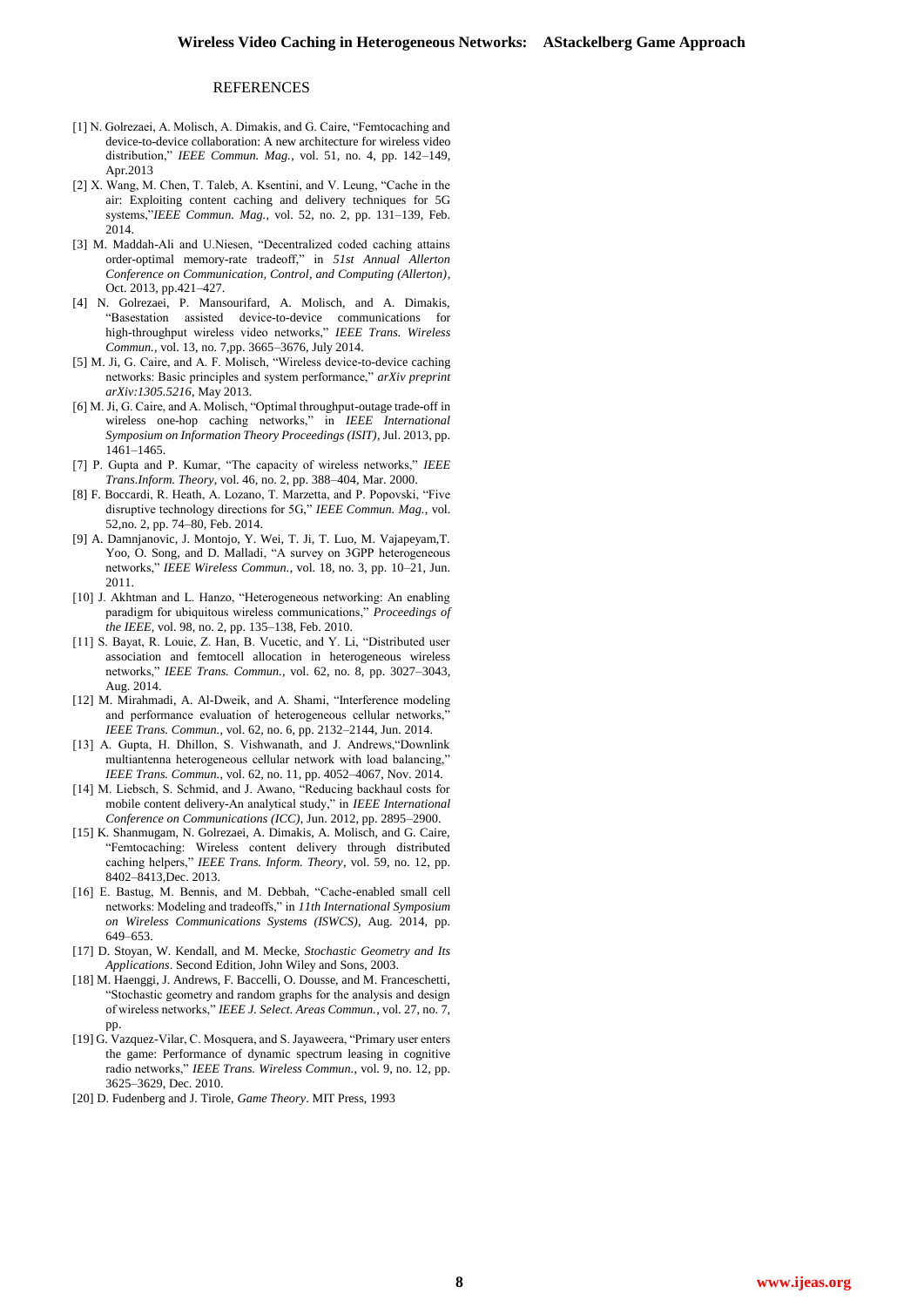## REFERENCES

[1] N. Golrezaei, A. Molisch, A. Dimakis, and G. Caire, "Femtocaching and device-to-device collaboration: A new architecture for wireless video distribution," *IEEE Commun. Mag.*, vol. 51, no. 4, pp. 142–149, Apr.2013

[2] X. Wang, M. Chen, T. Taleb, A. Ksentini, and V. Leung, "Cache in the air: Exploiting content caching and delivery techniques for 5G systems,"*IEEE Commun. Mag.*, vol. 52, no. 2, pp. 131–139, Feb. 2014.

[3] M. Maddah-Ali and U.Niesen, "Decentralized coded caching attains order-optimal memory-rate tradeoff," in *51st Annual Allerton Conference on Communication, Control, and Computing (Allerton)*, Oct. 2013, pp.421–427.

[4] N. Golrezaei, P. Mansourifard, A. Molisch, and A. Dimakis, "Basestation assisted device-to-device communications for high-throughput wireless video networks," *IEEE Trans. Wireless Commun.*, vol. 13, no. 7,pp. 3665–3676, July 2014.

[5] M. Ji, G. Caire, and A. F. Molisch, "Wireless device-to-device caching networks: Basic principles and system performance," *arXiv preprint arXiv:1305.5216*, May 2013.

[6] M. Ji, G. Caire, and A. Molisch, "Optimal throughput-outage trade-off in wireless one-hop caching networks," in *IEEE International Symposium on Information Theory Proceedings (ISIT)*, Jul. 2013, pp. 1461–1465.

[7] P. Gupta and P. Kumar, "The capacity of wireless networks," *IEEE Trans.Inform. Theory*, vol. 46, no. 2, pp. 388–404, Mar. 2000.

[8] F. Boccardi, R. Heath, A. Lozano, T. Marzetta, and P. Popovski, "Five disruptive technology directions for 5G," *IEEE Commun. Mag.*, vol. 52,no. 2, pp. 74–80, Feb. 2014.

[9] A. Damnjanovic, J. Montojo, Y. Wei, T. Ji, T. Luo, M. Vajapeyam,T. Yoo, O. Song, and D. Malladi, "A survey on 3GPP heterogeneous networks," *IEEE Wireless Commun.*, vol. 18, no. 3, pp. 10–21, Jun. 2011.

[10] J. Akhtman and L. Hanzo, "Heterogeneous networking: An enabling paradigm for ubiquitous wireless communications," *Proceedings of the IEEE*, vol. 98, no. 2, pp. 135–138, Feb. 2010.

[11] S. Bayat, R. Louie, Z. Han, B. Vucetic, and Y. Li, "Distributed user association and femtocell allocation in heterogeneous wireless networks," *IEEE Trans. Commun.*, vol. 62, no. 8, pp. 3027–3043, Aug. 2014.

[12] M. Mirahmadi, A. Al-Dweik, and A. Shami, "Interference modeling and performance evaluation of heterogeneous cellular networks," *IEEE Trans. Commun.*, vol. 62, no. 6, pp. 2132–2144, Jun. 2014.

[13] A. Gupta, H. Dhillon, S. Vishwanath, and J. Andrews,"Downlink multiantenna heterogeneous cellular network with load balancing," *IEEE Trans. Commun.*, vol. 62, no. 11, pp. 4052–4067, Nov. 2014.

[14] M. Liebsch, S. Schmid, and J. Awano, "Reducing backhaul costs for mobile content delivery-An analytical study," in *IEEE International Conference on Communications (ICC)*, Jun. 2012, pp. 2895–2900.

[15] K. Shanmugam, N. Golrezaei, A. Dimakis, A. Molisch, and G. Caire, "Femtocaching: Wireless content delivery through distributed caching helpers," *IEEE Trans. Inform. Theory*, vol. 59, no. 12, pp. 8402–8413,Dec. 2013.

[16] E. Bastug, M. Bennis, and M. Debbah, "Cache-enabled small cell networks: Modeling and tradeoffs," in *11th International Symposium on Wireless Communications Systems (ISWCS)*, Aug. 2014, pp. 649–653.

[17] D. Stoyan, W. Kendall, and M. Mecke, *Stochastic Geometry and Its Applications*. Second Edition, John Wiley and Sons, 2003.

[18] M. Haenggi, J. Andrews, F. Baccelli, O. Dousse, and M. Franceschetti, "Stochastic geometry and random graphs for the analysis and design of wireless networks," *IEEE J. Select. Areas Commun.*, vol. 27, no. 7, pp.

[19] G. Vazquez-Vilar, C. Mosquera, and S. Jayaweera, "Primary user enters the game: Performance of dynamic spectrum leasing in cognitive radio networks," *IEEE Trans. Wireless Commun.*, vol. 9, no. 12, pp. 3625–3629, Dec. 2010.

[20] D. Fudenberg and J. Tirole, *Game Theory*. MIT Press, 1993